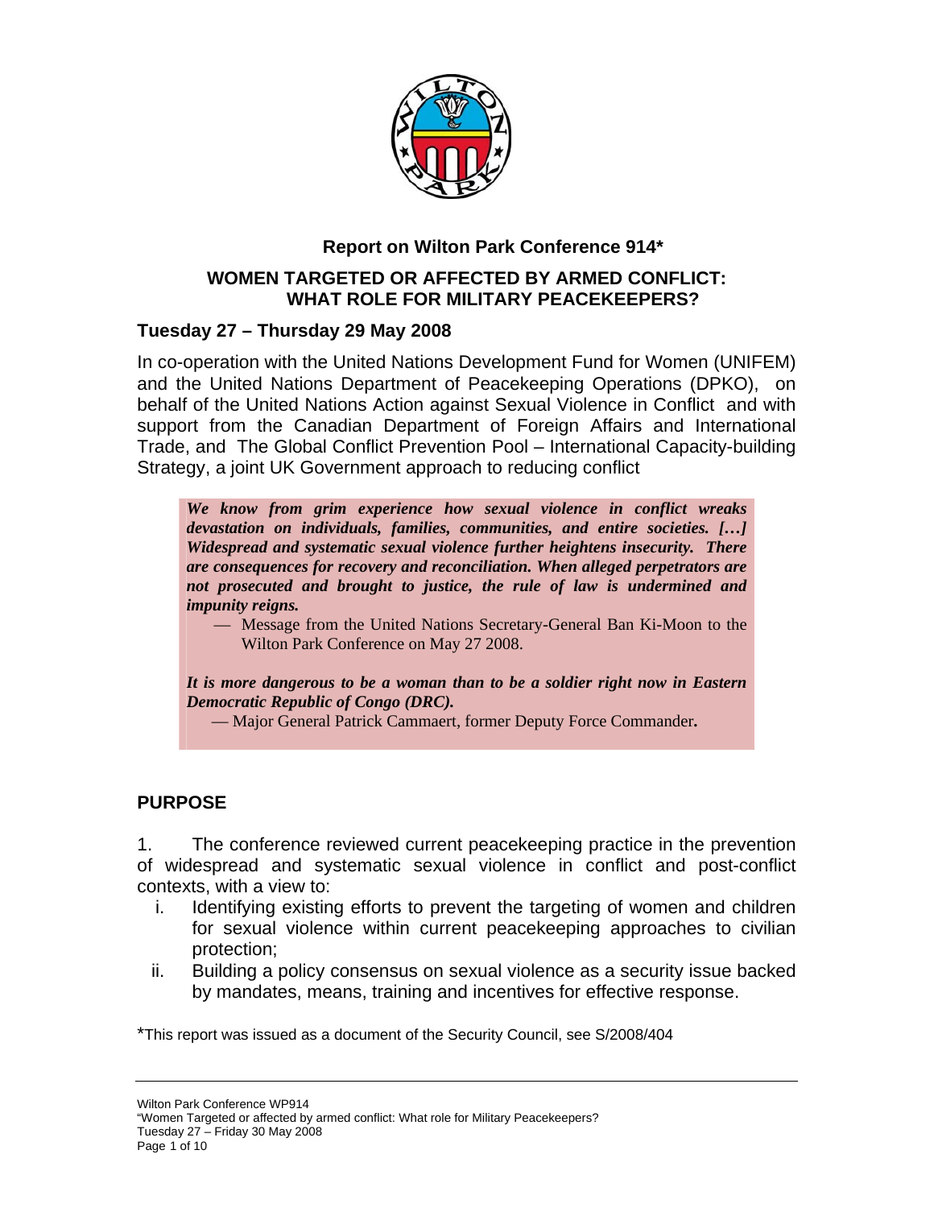# Report on Wilton Park Conference 914*

## WOMEN TARGETED OR AFFECTED BY ARMED CONFLICT: WHAT ROLE FOR MILITARY PEACEKEEPERS?

### Tuesday 27 – Thursday 29 May 2008

In co-operation with the United Nations Development Fund for Women (UNIFEM) and the United Nations Department of Peacekeeping Operations (DPKO), on behalf of the United Nations Action against Sexual Violence in Conflict and with support from the Canadian Department of Foreign Affairs and International Trade, and The Global Conflict Prevention Pool – International Capacity-building Strategy, a joint UK Government approach to reducing conflict

> ***We know from grim experience how sexual violence in conflict wreaks devastation on individuals, families, communities, and entire societies. […] Widespread and systematic sexual violence further heightens insecurity. There are consequences for recovery and reconciliation. When alleged perpetrators are not prosecuted and brought to justice, the rule of law is undermined and impunity reigns.***
>
> — Message from the United Nations Secretary-General Ban Ki-Moon to the Wilton Park Conference on May 27 2008.
>
> ***It is more dangerous to be a woman than to be a soldier right now in Eastern Democratic Republic of Congo (DRC).***
>
> — Major General Patrick Cammaert, former Deputy Force Commander**.**

## PURPOSE

1. The conference reviewed current peacekeeping practice in the prevention of widespread and systematic sexual violence in conflict and post-conflict contexts, with a view to:

   i. Identifying existing efforts to prevent the targeting of women and children for sexual violence within current peacekeeping approaches to civilian protection;

   ii. Building a policy consensus on sexual violence as a security issue backed by mandates, means, training and incentives for effective response.

*This report was issued as a document of the Security Council, see S/2008/404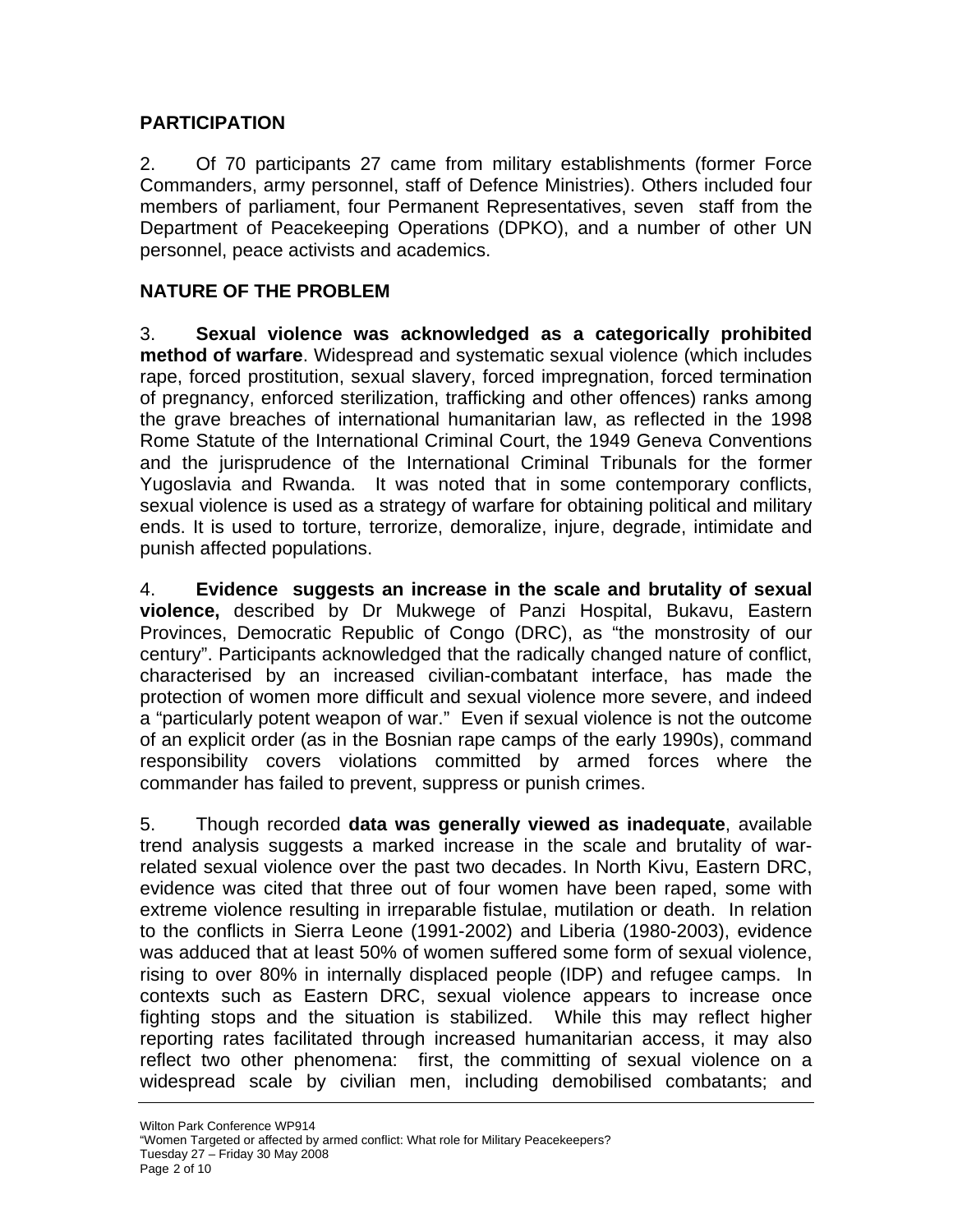## PARTICIPATION

2. Of 70 participants 27 came from military establishments (former Force Commanders, army personnel, staff of Defence Ministries). Others included four members of parliament, four Permanent Representatives, seven staff from the Department of Peacekeeping Operations (DPKO), and a number of other UN personnel, peace activists and academics.

## NATURE OF THE PROBLEM

3. **Sexual violence was acknowledged as a categorically prohibited method of warfare**. Widespread and systematic sexual violence (which includes rape, forced prostitution, sexual slavery, forced impregnation, forced termination of pregnancy, enforced sterilization, trafficking and other offences) ranks among the grave breaches of international humanitarian law, as reflected in the 1998 Rome Statute of the International Criminal Court, the 1949 Geneva Conventions and the jurisprudence of the International Criminal Tribunals for the former Yugoslavia and Rwanda. It was noted that in some contemporary conflicts, sexual violence is used as a strategy of warfare for obtaining political and military ends. It is used to torture, terrorize, demoralize, injure, degrade, intimidate and punish affected populations.

4. **Evidence suggests an increase in the scale and brutality of sexual violence,** described by Dr Mukwege of Panzi Hospital, Bukavu, Eastern Provinces, Democratic Republic of Congo (DRC), as "the monstrosity of our century". Participants acknowledged that the radically changed nature of conflict, characterised by an increased civilian-combatant interface, has made the protection of women more difficult and sexual violence more severe, and indeed a "particularly potent weapon of war." Even if sexual violence is not the outcome of an explicit order (as in the Bosnian rape camps of the early 1990s), command responsibility covers violations committed by armed forces where the commander has failed to prevent, suppress or punish crimes.

5. Though recorded **data was generally viewed as inadequate**, available trend analysis suggests a marked increase in the scale and brutality of war-related sexual violence over the past two decades. In North Kivu, Eastern DRC, evidence was cited that three out of four women have been raped, some with extreme violence resulting in irreparable fistulae, mutilation or death. In relation to the conflicts in Sierra Leone (1991-2002) and Liberia (1980-2003), evidence was adduced that at least 50% of women suffered some form of sexual violence, rising to over 80% in internally displaced people (IDP) and refugee camps. In contexts such as Eastern DRC, sexual violence appears to increase once fighting stops and the situation is stabilized. While this may reflect higher reporting rates facilitated through increased humanitarian access, it may also reflect two other phenomena: first, the committing of sexual violence on a widespread scale by civilian men, including demobilised combatants; and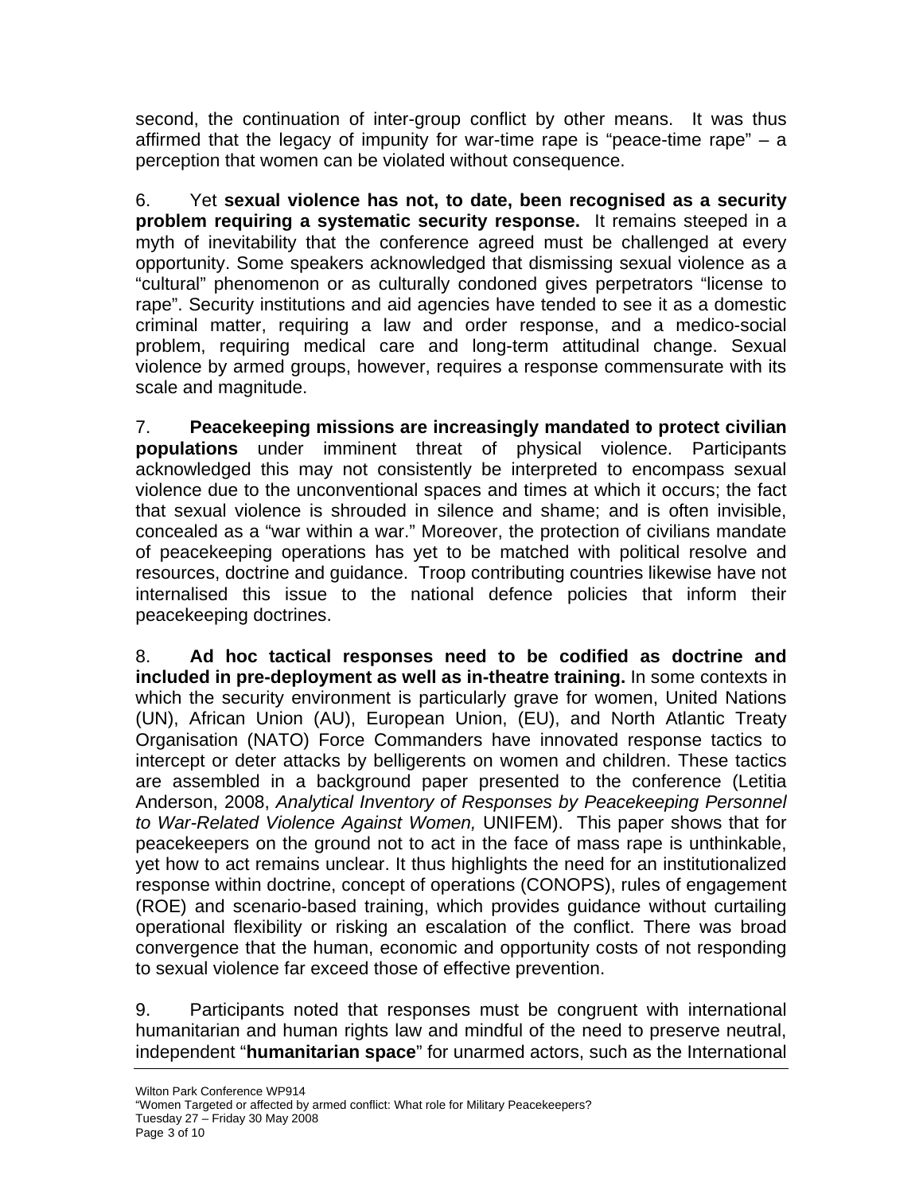second, the continuation of inter-group conflict by other means. It was thus affirmed that the legacy of impunity for war-time rape is "peace-time rape" – a perception that women can be violated without consequence.

6. Yet **sexual violence has not, to date, been recognised as a security problem requiring a systematic security response.** It remains steeped in a myth of inevitability that the conference agreed must be challenged at every opportunity. Some speakers acknowledged that dismissing sexual violence as a "cultural" phenomenon or as culturally condoned gives perpetrators "license to rape". Security institutions and aid agencies have tended to see it as a domestic criminal matter, requiring a law and order response, and a medico-social problem, requiring medical care and long-term attitudinal change. Sexual violence by armed groups, however, requires a response commensurate with its scale and magnitude.

7. **Peacekeeping missions are increasingly mandated to protect civilian populations** under imminent threat of physical violence. Participants acknowledged this may not consistently be interpreted to encompass sexual violence due to the unconventional spaces and times at which it occurs; the fact that sexual violence is shrouded in silence and shame; and is often invisible, concealed as a "war within a war." Moreover, the protection of civilians mandate of peacekeeping operations has yet to be matched with political resolve and resources, doctrine and guidance. Troop contributing countries likewise have not internalised this issue to the national defence policies that inform their peacekeeping doctrines.

8. **Ad hoc tactical responses need to be codified as doctrine and included in pre-deployment as well as in-theatre training.** In some contexts in which the security environment is particularly grave for women, United Nations (UN), African Union (AU), European Union, (EU), and North Atlantic Treaty Organisation (NATO) Force Commanders have innovated response tactics to intercept or deter attacks by belligerents on women and children. These tactics are assembled in a background paper presented to the conference (Letitia Anderson, 2008, *Analytical Inventory of Responses by Peacekeeping Personnel to War-Related Violence Against Women,* UNIFEM). This paper shows that for peacekeepers on the ground not to act in the face of mass rape is unthinkable, yet how to act remains unclear. It thus highlights the need for an institutionalized response within doctrine, concept of operations (CONOPS), rules of engagement (ROE) and scenario-based training, which provides guidance without curtailing operational flexibility or risking an escalation of the conflict. There was broad convergence that the human, economic and opportunity costs of not responding to sexual violence far exceed those of effective prevention.

9. Participants noted that responses must be congruent with international humanitarian and human rights law and mindful of the need to preserve neutral, independent "**humanitarian space**" for unarmed actors, such as the International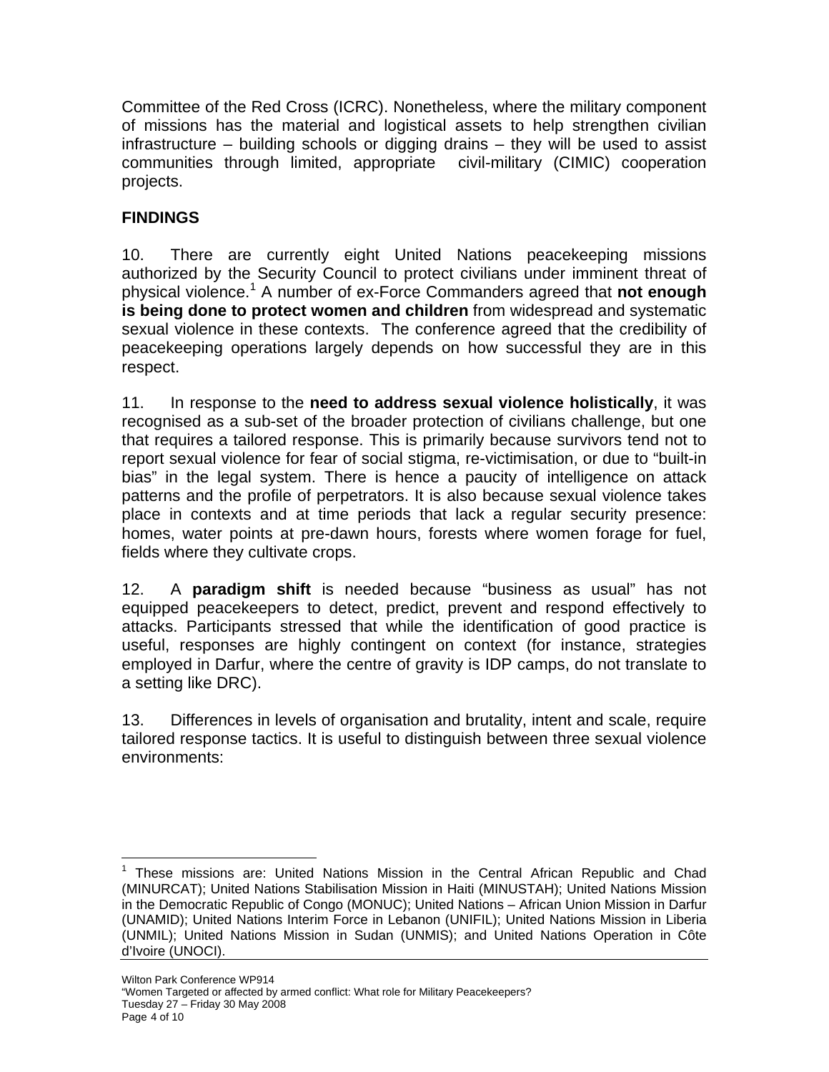Committee of the Red Cross (ICRC). Nonetheless, where the military component of missions has the material and logistical assets to help strengthen civilian infrastructure – building schools or digging drains – they will be used to assist communities through limited, appropriate civil-military (CIMIC) cooperation projects.

## FINDINGS

10. There are currently eight United Nations peacekeeping missions authorized by the Security Council to protect civilians under imminent threat of physical violence.[1] A number of ex-Force Commanders agreed that **not enough is being done to protect women and children** from widespread and systematic sexual violence in these contexts. The conference agreed that the credibility of peacekeeping operations largely depends on how successful they are in this respect.

11. In response to the **need to address sexual violence holistically**, it was recognised as a sub-set of the broader protection of civilians challenge, but one that requires a tailored response. This is primarily because survivors tend not to report sexual violence for fear of social stigma, re-victimisation, or due to "built-in bias" in the legal system. There is hence a paucity of intelligence on attack patterns and the profile of perpetrators. It is also because sexual violence takes place in contexts and at time periods that lack a regular security presence: homes, water points at pre-dawn hours, forests where women forage for fuel, fields where they cultivate crops.

12. A **paradigm shift** is needed because "business as usual" has not equipped peacekeepers to detect, predict, prevent and respond effectively to attacks. Participants stressed that while the identification of good practice is useful, responses are highly contingent on context (for instance, strategies employed in Darfur, where the centre of gravity is IDP camps, do not translate to a setting like DRC).

13. Differences in levels of organisation and brutality, intent and scale, require tailored response tactics. It is useful to distinguish between three sexual violence environments:

---

[1] These missions are: United Nations Mission in the Central African Republic and Chad (MINURCAT); United Nations Stabilisation Mission in Haiti (MINUSTAH); United Nations Mission in the Democratic Republic of Congo (MONUC); United Nations – African Union Mission in Darfur (UNAMID); United Nations Interim Force in Lebanon (UNIFIL); United Nations Mission in Liberia (UNMIL); United Nations Mission in Sudan (UNMIS); and United Nations Operation in Côte d'Ivoire (UNOCI).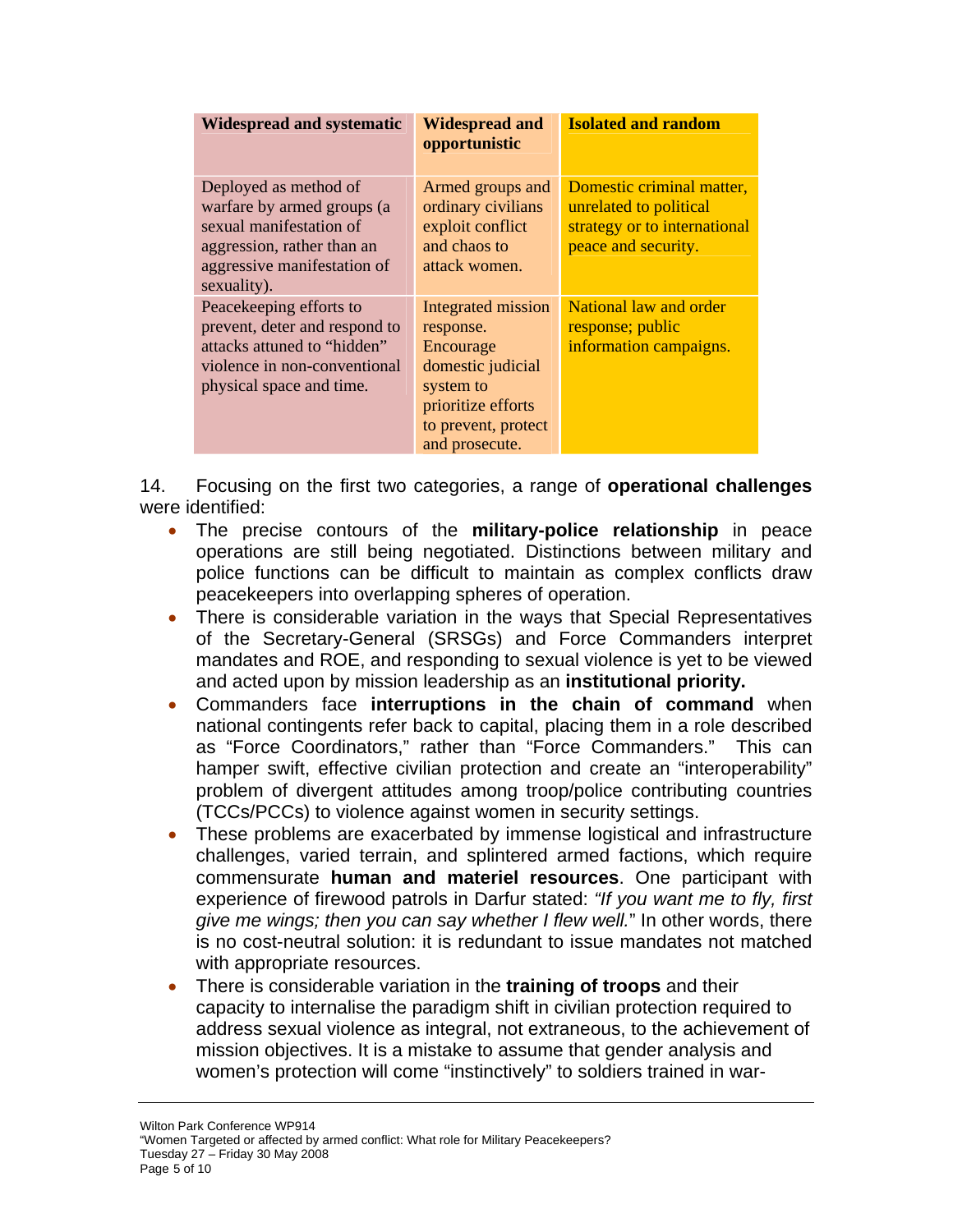| Widespread and systematic | Widespread and opportunistic | Isolated and random |
|---|---|---|
| Deployed as method of warfare by armed groups (a sexual manifestation of aggression, rather than an aggressive manifestation of sexuality). | Armed groups and ordinary civilians exploit conflict and chaos to attack women. | Domestic criminal matter, unrelated to political strategy or to international peace and security. |
| Peacekeeping efforts to prevent, deter and respond to attacks attuned to "hidden" violence in non-conventional physical space and time. | Integrated mission response. Encourage domestic judicial system to prioritize efforts to prevent, protect and prosecute. | National law and order response; public information campaigns. |

14. Focusing on the first two categories, a range of **operational challenges** were identified:

- The precise contours of the **military-police relationship** in peace operations are still being negotiated. Distinctions between military and police functions can be difficult to maintain as complex conflicts draw peacekeepers into overlapping spheres of operation.
- There is considerable variation in the ways that Special Representatives of the Secretary-General (SRSGs) and Force Commanders interpret mandates and ROE, and responding to sexual violence is yet to be viewed and acted upon by mission leadership as an **institutional priority.**
- Commanders face **interruptions in the chain of command** when national contingents refer back to capital, placing them in a role described as "Force Coordinators," rather than "Force Commanders." This can hamper swift, effective civilian protection and create an "interoperability" problem of divergent attitudes among troop/police contributing countries (TCCs/PCCs) to violence against women in security settings.
- These problems are exacerbated by immense logistical and infrastructure challenges, varied terrain, and splintered armed factions, which require commensurate **human and materiel resources**. One participant with experience of firewood patrols in Darfur stated: *"If you want me to fly, first give me wings; then you can say whether I flew well.*" In other words, there is no cost-neutral solution: it is redundant to issue mandates not matched with appropriate resources.
- There is considerable variation in the **training of troops** and their capacity to internalise the paradigm shift in civilian protection required to address sexual violence as integral, not extraneous, to the achievement of mission objectives. It is a mistake to assume that gender analysis and women's protection will come "instinctively" to soldiers trained in war-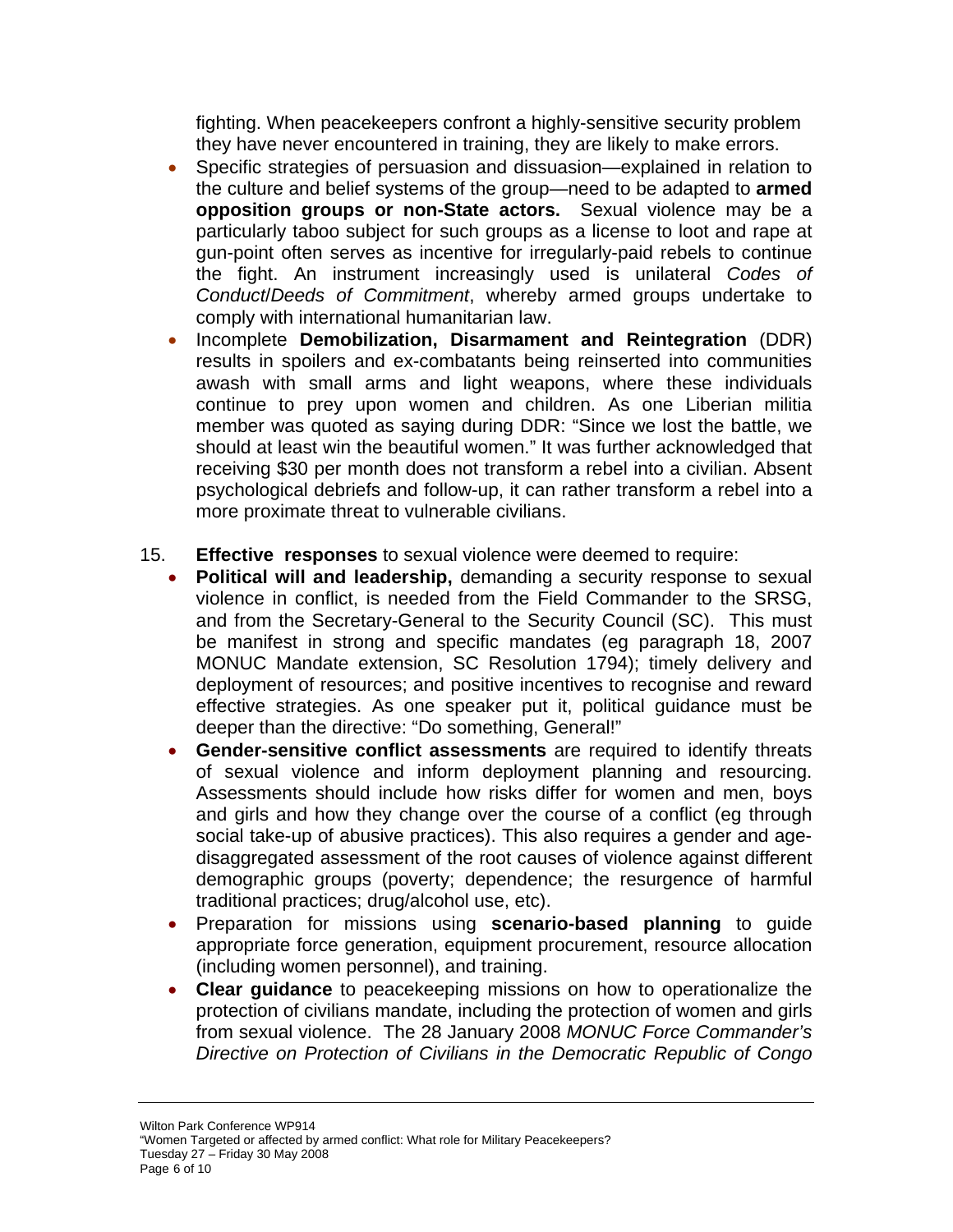fighting. When peacekeepers confront a highly-sensitive security problem they have never encountered in training, they are likely to make errors.

- Specific strategies of persuasion and dissuasion—explained in relation to the culture and belief systems of the group—need to be adapted to **armed opposition groups or non-State actors.** Sexual violence may be a particularly taboo subject for such groups as a license to loot and rape at gun-point often serves as incentive for irregularly-paid rebels to continue the fight. An instrument increasingly used is unilateral *Codes of Conduct/Deeds of Commitment*, whereby armed groups undertake to comply with international humanitarian law.
- Incomplete **Demobilization, Disarmament and Reintegration** (DDR) results in spoilers and ex-combatants being reinserted into communities awash with small arms and light weapons, where these individuals continue to prey upon women and children. As one Liberian militia member was quoted as saying during DDR: "Since we lost the battle, we should at least win the beautiful women." It was further acknowledged that receiving $30 per month does not transform a rebel into a civilian. Absent psychological debriefs and follow-up, it can rather transform a rebel into a more proximate threat to vulnerable civilians.

15. **Effective responses** to sexual violence were deemed to require:

- **Political will and leadership,** demanding a security response to sexual violence in conflict, is needed from the Field Commander to the SRSG, and from the Secretary-General to the Security Council (SC). This must be manifest in strong and specific mandates (eg paragraph 18, 2007 MONUC Mandate extension, SC Resolution 1794); timely delivery and deployment of resources; and positive incentives to recognise and reward effective strategies. As one speaker put it, political guidance must be deeper than the directive: "Do something, General!"
- **Gender-sensitive conflict assessments** are required to identify threats of sexual violence and inform deployment planning and resourcing. Assessments should include how risks differ for women and men, boys and girls and how they change over the course of a conflict (eg through social take-up of abusive practices). This also requires a gender and age-disaggregated assessment of the root causes of violence against different demographic groups (poverty; dependence; the resurgence of harmful traditional practices; drug/alcohol use, etc).
- Preparation for missions using **scenario-based planning** to guide appropriate force generation, equipment procurement, resource allocation (including women personnel), and training.
- **Clear guidance** to peacekeeping missions on how to operationalize the protection of civilians mandate, including the protection of women and girls from sexual violence. The 28 January 2008 *MONUC Force Commander's Directive on Protection of Civilians in the Democratic Republic of Congo*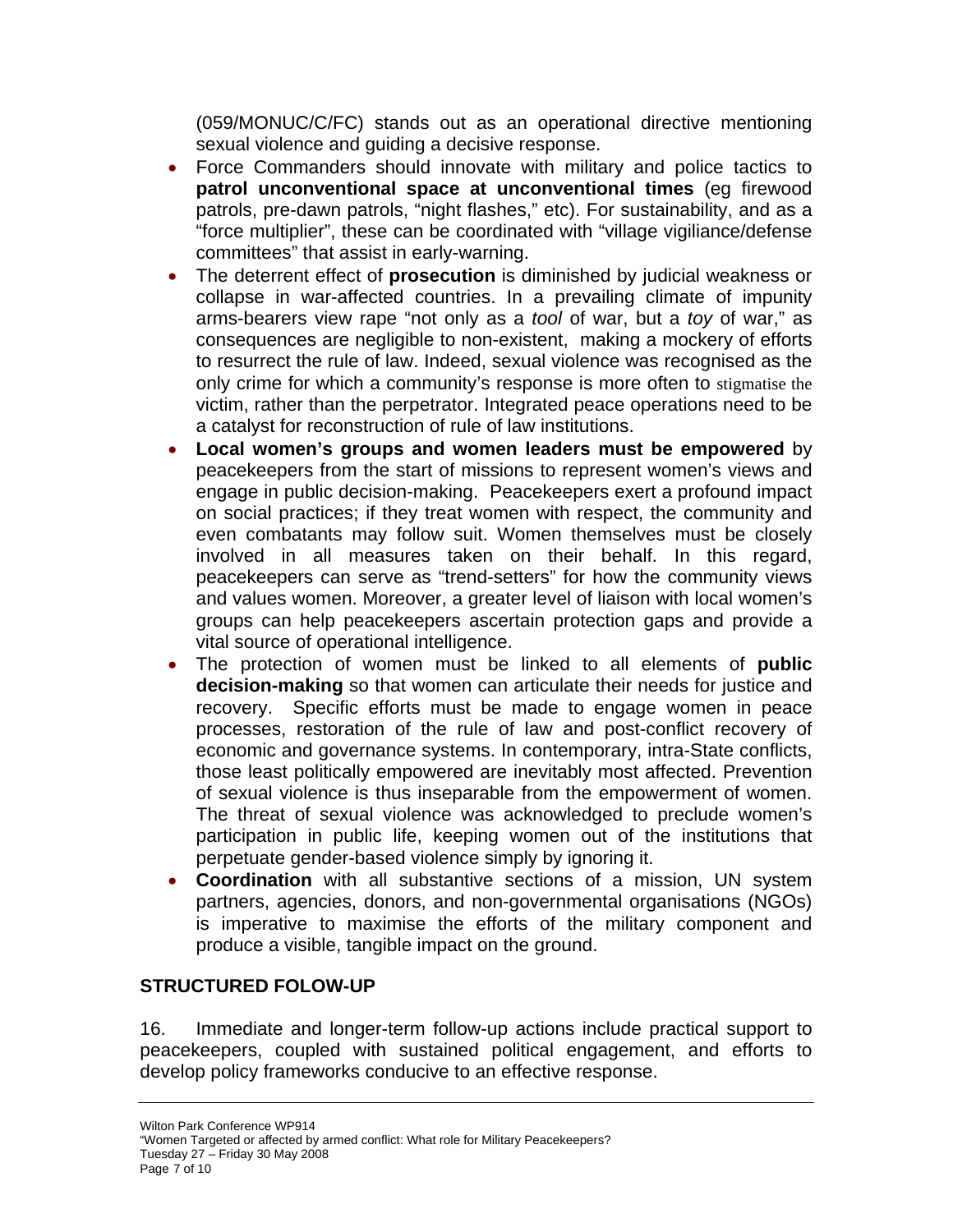(059/MONUC/C/FC) stands out as an operational directive mentioning sexual violence and guiding a decisive response.

- Force Commanders should innovate with military and police tactics to **patrol unconventional space at unconventional times** (eg firewood patrols, pre-dawn patrols, "night flashes," etc). For sustainability, and as a "force multiplier", these can be coordinated with "village vigiliance/defense committees" that assist in early-warning.
- The deterrent effect of **prosecution** is diminished by judicial weakness or collapse in war-affected countries. In a prevailing climate of impunity arms-bearers view rape "not only as a *tool* of war, but a *toy* of war," as consequences are negligible to non-existent, making a mockery of efforts to resurrect the rule of law. Indeed, sexual violence was recognised as the only crime for which a community's response is more often to stigmatise the victim, rather than the perpetrator. Integrated peace operations need to be a catalyst for reconstruction of rule of law institutions.
- **Local women's groups and women leaders must be empowered** by peacekeepers from the start of missions to represent women's views and engage in public decision-making. Peacekeepers exert a profound impact on social practices; if they treat women with respect, the community and even combatants may follow suit. Women themselves must be closely involved in all measures taken on their behalf. In this regard, peacekeepers can serve as "trend-setters" for how the community views and values women. Moreover, a greater level of liaison with local women's groups can help peacekeepers ascertain protection gaps and provide a vital source of operational intelligence.
- The protection of women must be linked to all elements of **public decision-making** so that women can articulate their needs for justice and recovery. Specific efforts must be made to engage women in peace processes, restoration of the rule of law and post-conflict recovery of economic and governance systems. In contemporary, intra-State conflicts, those least politically empowered are inevitably most affected. Prevention of sexual violence is thus inseparable from the empowerment of women. The threat of sexual violence was acknowledged to preclude women's participation in public life, keeping women out of the institutions that perpetuate gender-based violence simply by ignoring it.
- **Coordination** with all substantive sections of a mission, UN system partners, agencies, donors, and non-governmental organisations (NGOs) is imperative to maximise the efforts of the military component and produce a visible, tangible impact on the ground.

## STRUCTURED FOLOW-UP

16. Immediate and longer-term follow-up actions include practical support to peacekeepers, coupled with sustained political engagement, and efforts to develop policy frameworks conducive to an effective response.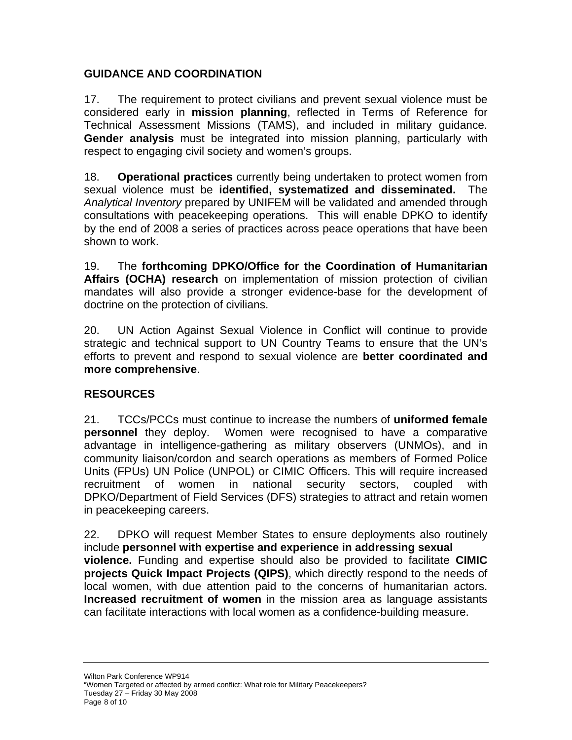## GUIDANCE AND COORDINATION

17. The requirement to protect civilians and prevent sexual violence must be considered early in **mission planning**, reflected in Terms of Reference for Technical Assessment Missions (TAMS), and included in military guidance. **Gender analysis** must be integrated into mission planning, particularly with respect to engaging civil society and women's groups.

18. **Operational practices** currently being undertaken to protect women from sexual violence must be **identified, systematized and disseminated.** The *Analytical Inventory* prepared by UNIFEM will be validated and amended through consultations with peacekeeping operations. This will enable DPKO to identify by the end of 2008 a series of practices across peace operations that have been shown to work.

19. The **forthcoming DPKO/Office for the Coordination of Humanitarian Affairs (OCHA) research** on implementation of mission protection of civilian mandates will also provide a stronger evidence-base for the development of doctrine on the protection of civilians.

20. UN Action Against Sexual Violence in Conflict will continue to provide strategic and technical support to UN Country Teams to ensure that the UN's efforts to prevent and respond to sexual violence are **better coordinated and more comprehensive**.

## RESOURCES

21. TCCs/PCCs must continue to increase the numbers of **uniformed female personnel** they deploy. Women were recognised to have a comparative advantage in intelligence-gathering as military observers (UNMOs), and in community liaison/cordon and search operations as members of Formed Police Units (FPUs) UN Police (UNPOL) or CIMIC Officers. This will require increased recruitment of women in national security sectors, coupled with DPKO/Department of Field Services (DFS) strategies to attract and retain women in peacekeeping careers.

22. DPKO will request Member States to ensure deployments also routinely include **personnel with expertise and experience in addressing sexual violence.** Funding and expertise should also be provided to facilitate **CIMIC projects Quick Impact Projects (QIPS)**, which directly respond to the needs of local women, with due attention paid to the concerns of humanitarian actors. **Increased recruitment of women** in the mission area as language assistants can facilitate interactions with local women as a confidence-building measure.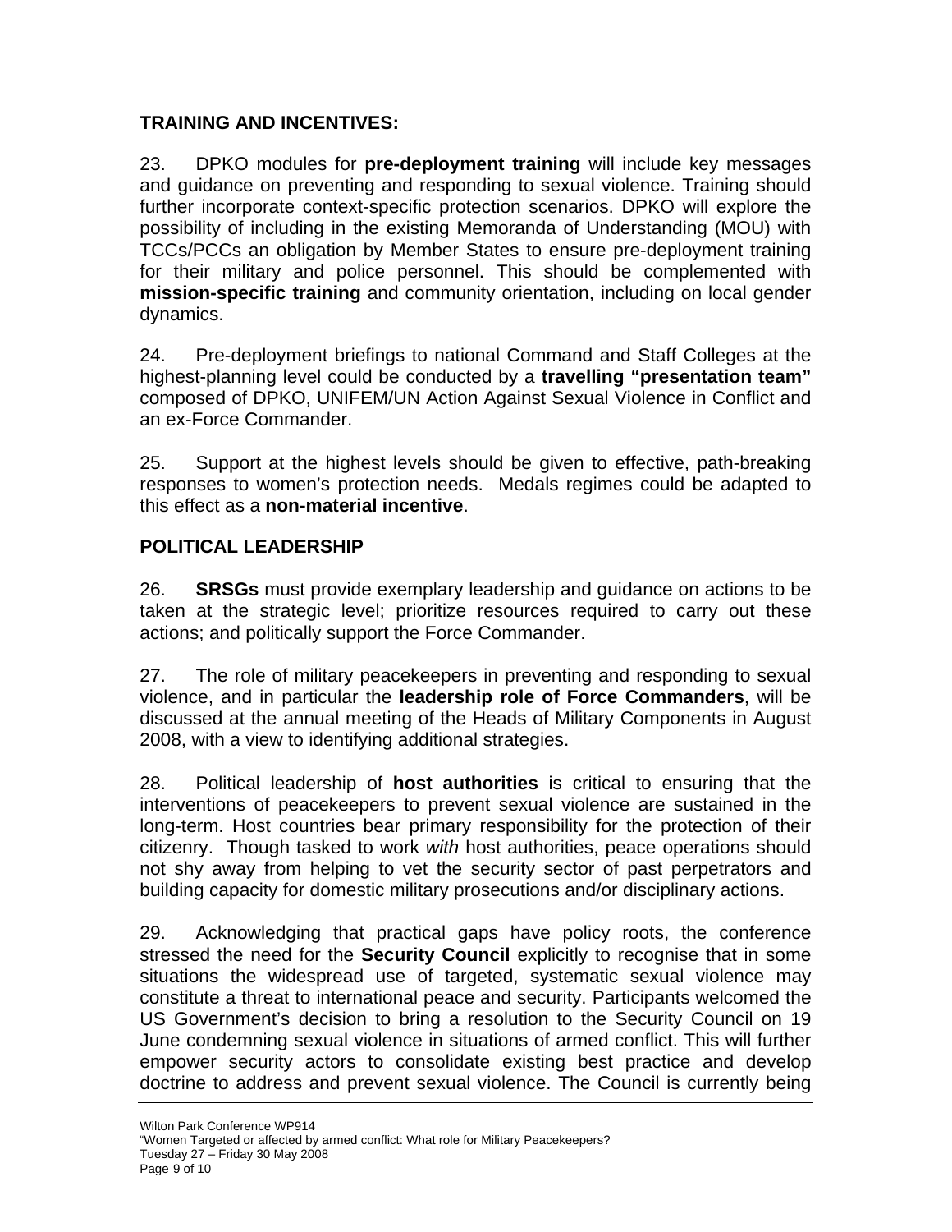## TRAINING AND INCENTIVES:

23. DPKO modules for **pre-deployment training** will include key messages and guidance on preventing and responding to sexual violence. Training should further incorporate context-specific protection scenarios. DPKO will explore the possibility of including in the existing Memoranda of Understanding (MOU) with TCCs/PCCs an obligation by Member States to ensure pre-deployment training for their military and police personnel. This should be complemented with **mission-specific training** and community orientation, including on local gender dynamics.

24. Pre-deployment briefings to national Command and Staff Colleges at the highest-planning level could be conducted by a **travelling "presentation team"** composed of DPKO, UNIFEM/UN Action Against Sexual Violence in Conflict and an ex-Force Commander.

25. Support at the highest levels should be given to effective, path-breaking responses to women's protection needs. Medals regimes could be adapted to this effect as a **non-material incentive**.

## POLITICAL LEADERSHIP

26. **SRSGs** must provide exemplary leadership and guidance on actions to be taken at the strategic level; prioritize resources required to carry out these actions; and politically support the Force Commander.

27. The role of military peacekeepers in preventing and responding to sexual violence, and in particular the **leadership role of Force Commanders**, will be discussed at the annual meeting of the Heads of Military Components in August 2008, with a view to identifying additional strategies.

28. Political leadership of **host authorities** is critical to ensuring that the interventions of peacekeepers to prevent sexual violence are sustained in the long-term. Host countries bear primary responsibility for the protection of their citizenry. Though tasked to work *with* host authorities, peace operations should not shy away from helping to vet the security sector of past perpetrators and building capacity for domestic military prosecutions and/or disciplinary actions.

29. Acknowledging that practical gaps have policy roots, the conference stressed the need for the **Security Council** explicitly to recognise that in some situations the widespread use of targeted, systematic sexual violence may constitute a threat to international peace and security. Participants welcomed the US Government's decision to bring a resolution to the Security Council on 19 June condemning sexual violence in situations of armed conflict. This will further empower security actors to consolidate existing best practice and develop doctrine to address and prevent sexual violence. The Council is currently being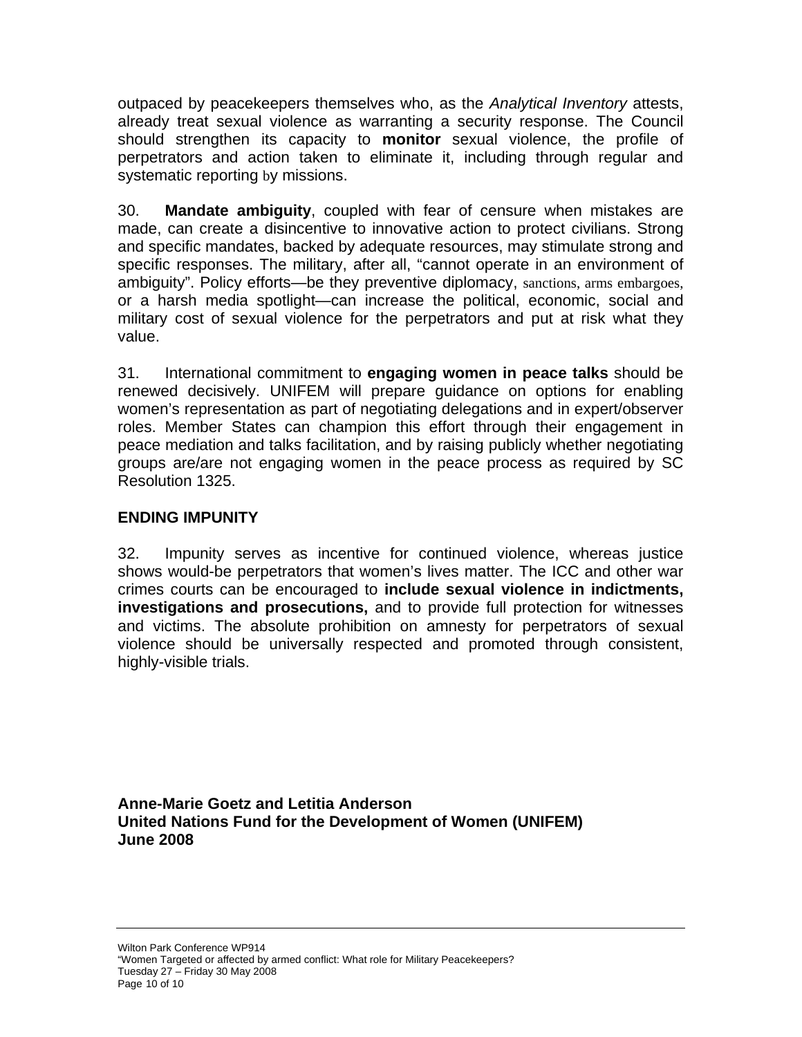outpaced by peacekeepers themselves who, as the *Analytical Inventory* attests, already treat sexual violence as warranting a security response. The Council should strengthen its capacity to **monitor** sexual violence, the profile of perpetrators and action taken to eliminate it, including through regular and systematic reporting by missions.

30. **Mandate ambiguity**, coupled with fear of censure when mistakes are made, can create a disincentive to innovative action to protect civilians. Strong and specific mandates, backed by adequate resources, may stimulate strong and specific responses. The military, after all, "cannot operate in an environment of ambiguity". Policy efforts—be they preventive diplomacy, sanctions, arms embargoes, or a harsh media spotlight—can increase the political, economic, social and military cost of sexual violence for the perpetrators and put at risk what they value.

31. International commitment to **engaging women in peace talks** should be renewed decisively. UNIFEM will prepare guidance on options for enabling women's representation as part of negotiating delegations and in expert/observer roles. Member States can champion this effort through their engagement in peace mediation and talks facilitation, and by raising publicly whether negotiating groups are/are not engaging women in the peace process as required by SC Resolution 1325.

## ENDING IMPUNITY

32. Impunity serves as incentive for continued violence, whereas justice shows would-be perpetrators that women's lives matter. The ICC and other war crimes courts can be encouraged to **include sexual violence in indictments, investigations and prosecutions,** and to provide full protection for witnesses and victims. The absolute prohibition on amnesty for perpetrators of sexual violence should be universally respected and promoted through consistent, highly-visible trials.

**Anne-Marie Goetz and Letitia Anderson**
**United Nations Fund for the Development of Women (UNIFEM)**
**June 2008**